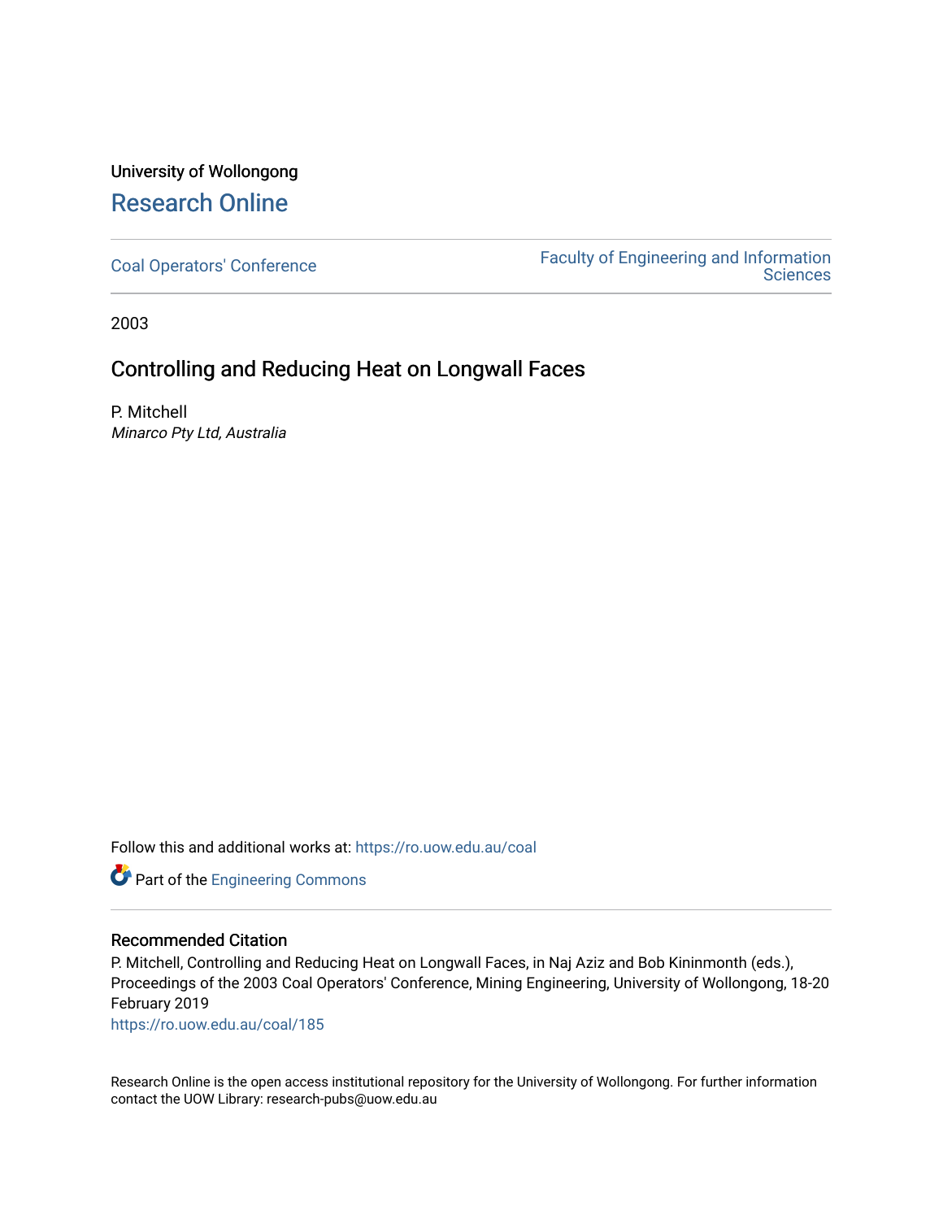University of Wollongong

# Research Online

Coal Operators' Conference

Faculty of Engineering and Information Sciences

2003

## Controlling and Reducing Heat on Longwall Faces

P. Mitchell
*Minarco Pty Ltd, Australia*

Follow this and additional works at: https://ro.uow.edu.au/coal

Part of the Engineering Commons

### Recommended Citation

P. Mitchell, Controlling and Reducing Heat on Longwall Faces, in Naj Aziz and Bob Kininmonth (eds.), Proceedings of the 2003 Coal Operators' Conference, Mining Engineering, University of Wollongong, 18-20 February 2019
https://ro.uow.edu.au/coal/185

Research Online is the open access institutional repository for the University of Wollongong. For further information contact the UOW Library: research-pubs@uow.edu.au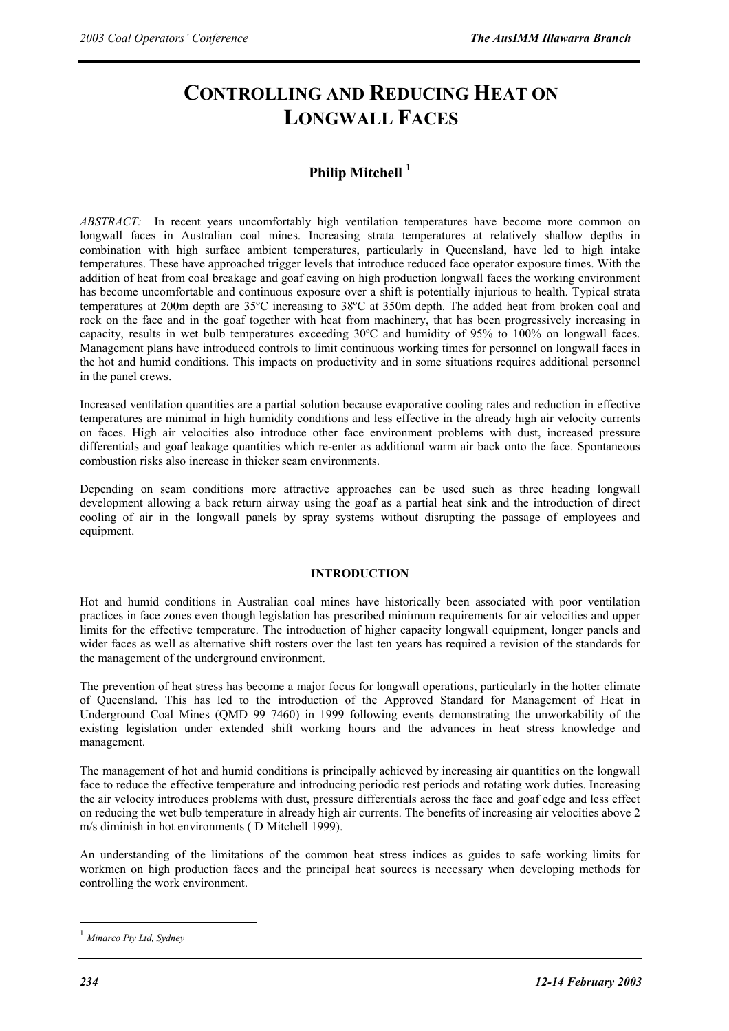# CONTROLLING AND REDUCING HEAT ON LONGWALL FACES

## Philip Mitchell [1]

*ABSTRACT:* In recent years uncomfortably high ventilation temperatures have become more common on longwall faces in Australian coal mines. Increasing strata temperatures at relatively shallow depths in combination with high surface ambient temperatures, particularly in Queensland, have led to high intake temperatures. These have approached trigger levels that introduce reduced face operator exposure times. With the addition of heat from coal breakage and goaf caving on high production longwall faces the working environment has become uncomfortable and continuous exposure over a shift is potentially injurious to health. Typical strata temperatures at 200m depth are 35ºC increasing to 38ºC at 350m depth. The added heat from broken coal and rock on the face and in the goaf together with heat from machinery, that has been progressively increasing in capacity, results in wet bulb temperatures exceeding 30ºC and humidity of 95% to 100% on longwall faces. Management plans have introduced controls to limit continuous working times for personnel on longwall faces in the hot and humid conditions. This impacts on productivity and in some situations requires additional personnel in the panel crews.

Increased ventilation quantities are a partial solution because evaporative cooling rates and reduction in effective temperatures are minimal in high humidity conditions and less effective in the already high air velocity currents on faces. High air velocities also introduce other face environment problems with dust, increased pressure differentials and goaf leakage quantities which re-enter as additional warm air back onto the face. Spontaneous combustion risks also increase in thicker seam environments.

Depending on seam conditions more attractive approaches can be used such as three heading longwall development allowing a back return airway using the goaf as a partial heat sink and the introduction of direct cooling of air in the longwall panels by spray systems without disrupting the passage of employees and equipment.

### INTRODUCTION

Hot and humid conditions in Australian coal mines have historically been associated with poor ventilation practices in face zones even though legislation has prescribed minimum requirements for air velocities and upper limits for the effective temperature. The introduction of higher capacity longwall equipment, longer panels and wider faces as well as alternative shift rosters over the last ten years has required a revision of the standards for the management of the underground environment.

The prevention of heat stress has become a major focus for longwall operations, particularly in the hotter climate of Queensland. This has led to the introduction of the Approved Standard for Management of Heat in Underground Coal Mines (QMD 99 7460) in 1999 following events demonstrating the unworkability of the existing legislation under extended shift working hours and the advances in heat stress knowledge and management.

The management of hot and humid conditions is principally achieved by increasing air quantities on the longwall face to reduce the effective temperature and introducing periodic rest periods and rotating work duties. Increasing the air velocity introduces problems with dust, pressure differentials across the face and goaf edge and less effect on reducing the wet bulb temperature in already high air currents. The benefits of increasing air velocities above 2 m/s diminish in hot environments ( D Mitchell 1999).

An understanding of the limitations of the common heat stress indices as guides to safe working limits for workmen on high production faces and the principal heat sources is necessary when developing methods for controlling the work environment.

---

[1] *Minarco Pty Ltd, Sydney*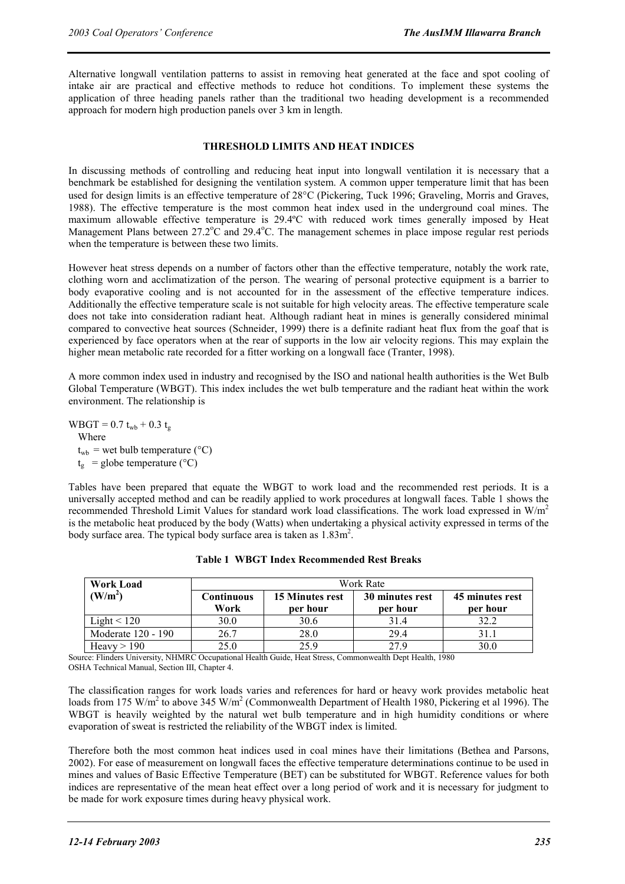Alternative longwall ventilation patterns to assist in removing heat generated at the face and spot cooling of intake air are practical and effective methods to reduce hot conditions. To implement these systems the application of three heading panels rather than the traditional two heading development is a recommended approach for modern high production panels over 3 km in length.

## THRESHOLD LIMITS AND HEAT INDICES

In discussing methods of controlling and reducing heat input into longwall ventilation it is necessary that a benchmark be established for designing the ventilation system. A common upper temperature limit that has been used for design limits is an effective temperature of 28°C (Pickering, Tuck 1996; Graveling, Morris and Graves, 1988). The effective temperature is the most common heat index used in the underground coal mines. The maximum allowable effective temperature is 29.4ºC with reduced work times generally imposed by Heat Management Plans between 27.2°C and 29.4°C. The management schemes in place impose regular rest periods when the temperature is between these two limits.

However heat stress depends on a number of factors other than the effective temperature, notably the work rate, clothing worn and acclimatization of the person. The wearing of personal protective equipment is a barrier to body evaporative cooling and is not accounted for in the assessment of the effective temperature indices. Additionally the effective temperature scale is not suitable for high velocity areas. The effective temperature scale does not take into consideration radiant heat. Although radiant heat in mines is generally considered minimal compared to convective heat sources (Schneider, 1999) there is a definite radiant heat flux from the goaf that is experienced by face operators when at the rear of supports in the low air velocity regions. This may explain the higher mean metabolic rate recorded for a fitter working on a longwall face (Tranter, 1998).

A more common index used in industry and recognised by the ISO and national health authorities is the Wet Bulb Global Temperature (WBGT). This index includes the wet bulb temperature and the radiant heat within the work environment. The relationship is

$$WBGT = 0.7\, t_{wb} + 0.3\, t_g$$

Where

$t_{wb}$ = wet bulb temperature (°C)

$t_g$ = globe temperature (°C)

Tables have been prepared that equate the WBGT to work load and the recommended rest periods. It is a universally accepted method and can be readily applied to work procedures at longwall faces. Table 1 shows the recommended Threshold Limit Values for standard work load classifications. The work load expressed in $W/m^2$ is the metabolic heat produced by the body (Watts) when undertaking a physical activity expressed in terms of the body surface area. The typical body surface area is taken as $1.83m^2$.

**Table 1 WBGT Index Recommended Rest Breaks**

| Work Load ($W/m^2$) | Work Rate | | | |
|---|---|---|---|---|
| | **Continuous Work** | **15 Minutes rest per hour** | **30 minutes rest per hour** | **45 minutes rest per hour** |
| Light < 120 | 30.0 | 30.6 | 31.4 | 32.2 |
| Moderate 120 - 190 | 26.7 | 28.0 | 29.4 | 31.1 |
| Heavy > 190 | 25.0 | 25.9 | 27.9 | 30.0 |

Source: Flinders University, NHMRC Occupational Health Guide, Heat Stress, Commonwealth Dept Health, 1980
OSHA Technical Manual, Section III, Chapter 4.

The classification ranges for work loads varies and references for hard or heavy work provides metabolic heat loads from 175 $W/m^2$ to above 345 $W/m^2$ (Commonwealth Department of Health 1980, Pickering et al 1996). The WBGT is heavily weighted by the natural wet bulb temperature and in high humidity conditions or where evaporation of sweat is restricted the reliability of the WBGT index is limited.

Therefore both the most common heat indices used in coal mines have their limitations (Bethea and Parsons, 2002). For ease of measurement on longwall faces the effective temperature determinations continue to be used in mines and values of Basic Effective Temperature (BET) can be substituted for WBGT. Reference values for both indices are representative of the mean heat effect over a long period of work and it is necessary for judgment to be made for work exposure times during heavy physical work.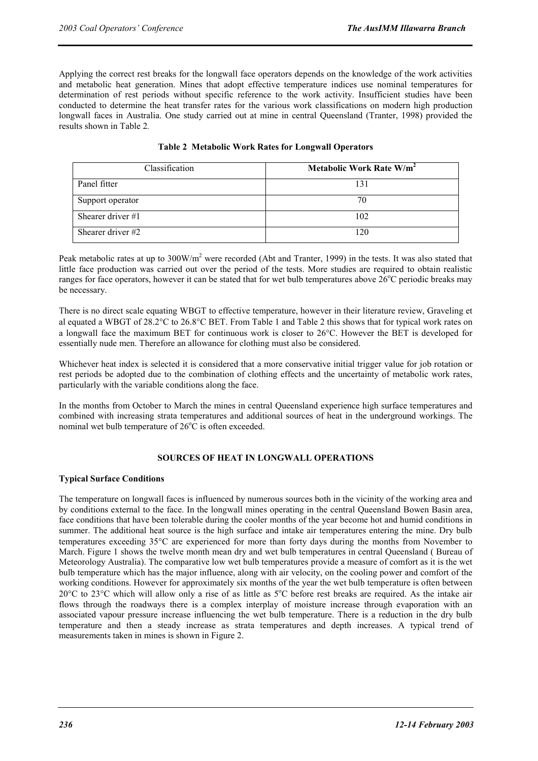Applying the correct rest breaks for the longwall face operators depends on the knowledge of the work activities and metabolic heat generation. Mines that adopt effective temperature indices use nominal temperatures for determination of rest periods without specific reference to the work activity. Insufficient studies have been conducted to determine the heat transfer rates for the various work classifications on modern high production longwall faces in Australia. One study carried out at mine in central Queensland (Tranter, 1998) provided the results shown in Table 2.

**Table 2 Metabolic Work Rates for Longwall Operators**

| Classification | **Metabolic Work Rate W/m$^2$** |
|---|---|
| Panel fitter | 131 |
| Support operator | 70 |
| Shearer driver #1 | 102 |
| Shearer driver #2 | 120 |

Peak metabolic rates at up to 300W/m$^2$ were recorded (Abt and Tranter, 1999) in the tests. It was also stated that little face production was carried out over the period of the tests. More studies are required to obtain realistic ranges for face operators, however it can be stated that for wet bulb temperatures above 26°C periodic breaks may be necessary.

There is no direct scale equating WBGT to effective temperature, however in their literature review, Graveling et al equated a WBGT of 28.2°C to 26.8°C BET. From Table 1 and Table 2 this shows that for typical work rates on a longwall face the maximum BET for continuous work is closer to 26°C. However the BET is developed for essentially nude men. Therefore an allowance for clothing must also be considered.

Whichever heat index is selected it is considered that a more conservative initial trigger value for job rotation or rest periods be adopted due to the combination of clothing effects and the uncertainty of metabolic work rates, particularly with the variable conditions along the face.

In the months from October to March the mines in central Queensland experience high surface temperatures and combined with increasing strata temperatures and additional sources of heat in the underground workings. The nominal wet bulb temperature of 26°C is often exceeded.

## SOURCES OF HEAT IN LONGWALL OPERATIONS

### Typical Surface Conditions

The temperature on longwall faces is influenced by numerous sources both in the vicinity of the working area and by conditions external to the face. In the longwall mines operating in the central Queensland Bowen Basin area, face conditions that have been tolerable during the cooler months of the year become hot and humid conditions in summer. The additional heat source is the high surface and intake air temperatures entering the mine. Dry bulb temperatures exceeding 35°C are experienced for more than forty days during the months from November to March. Figure 1 shows the twelve month mean dry and wet bulb temperatures in central Queensland ( Bureau of Meteorology Australia). The comparative low wet bulb temperatures provide a measure of comfort as it is the wet bulb temperature which has the major influence, along with air velocity, on the cooling power and comfort of the working conditions. However for approximately six months of the year the wet bulb temperature is often between 20°C to 23°C which will allow only a rise of as little as 5°C before rest breaks are required. As the intake air flows through the roadways there is a complex interplay of moisture increase through evaporation with an associated vapour pressure increase influencing the wet bulb temperature. There is a reduction in the dry bulb temperature and then a steady increase as strata temperatures and depth increases. A typical trend of measurements taken in mines is shown in Figure 2.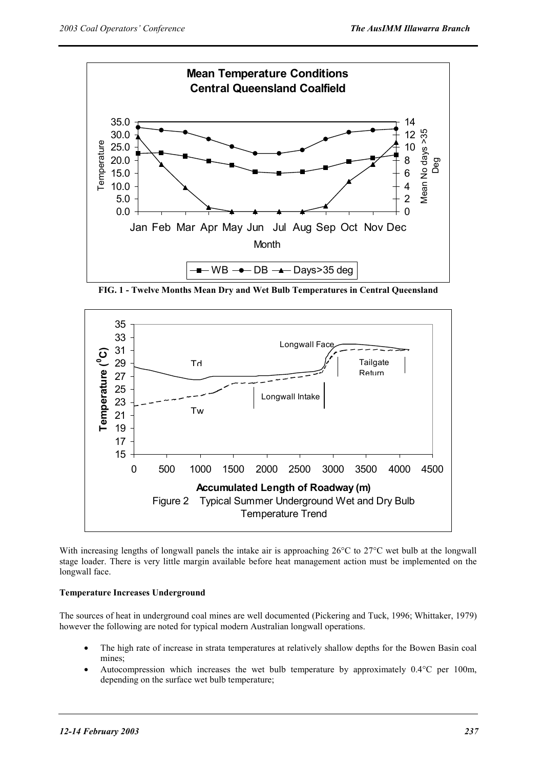**FIG. 1 - Twelve Months Mean Dry and Wet Bulb Temperatures in Central Queensland**

Figure 2 Typical Summer Underground Wet and Dry Bulb Temperature Trend

With increasing lengths of longwall panels the intake air is approaching 26°C to 27°C wet bulb at the longwall stage loader. There is very little margin available before heat management action must be implemented on the longwall face.

**Temperature Increases Underground**

The sources of heat in underground coal mines are well documented (Pickering and Tuck, 1996; Whittaker, 1979) however the following are noted for typical modern Australian longwall operations.

- The high rate of increase in strata temperatures at relatively shallow depths for the Bowen Basin coal mines;
- Autocompression which increases the wet bulb temperature by approximately 0.4°C per 100m, depending on the surface wet bulb temperature;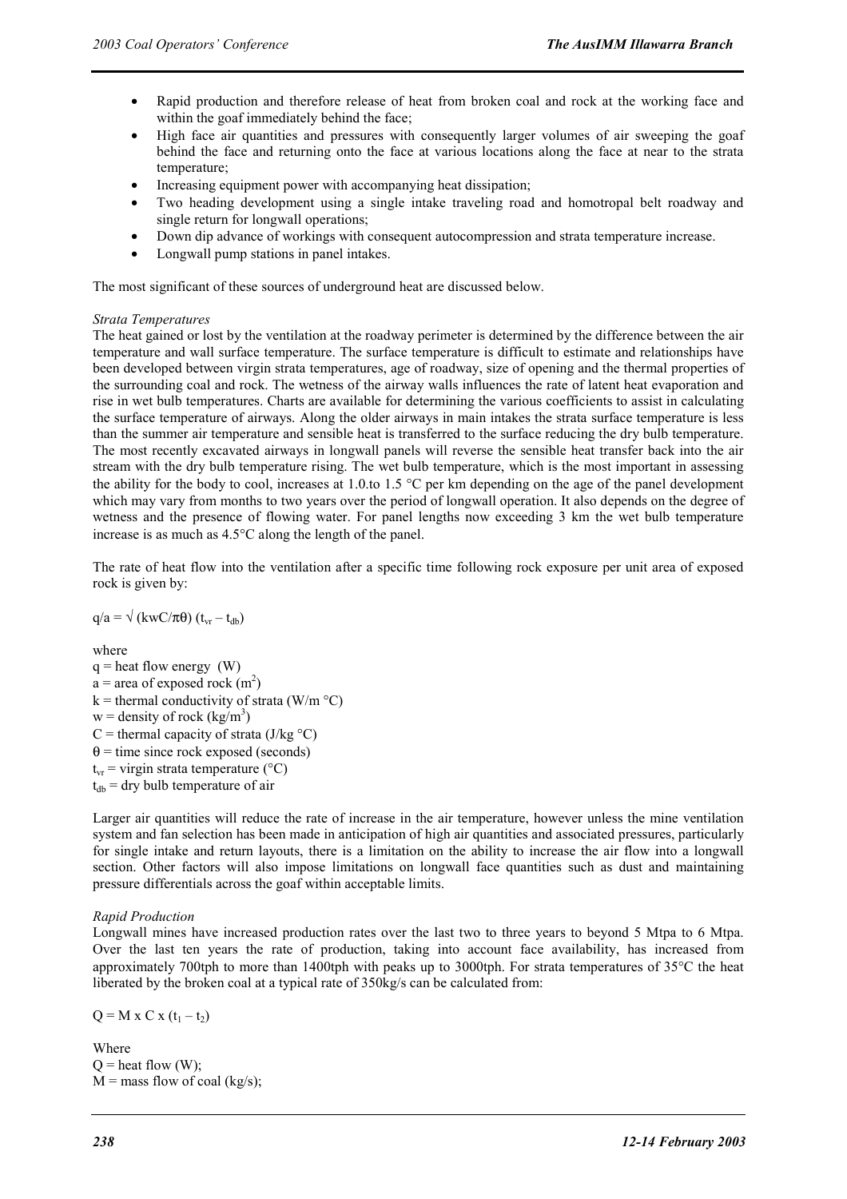- Rapid production and therefore release of heat from broken coal and rock at the working face and within the goaf immediately behind the face;
- High face air quantities and pressures with consequently larger volumes of air sweeping the goaf behind the face and returning onto the face at various locations along the face at near to the strata temperature;
- Increasing equipment power with accompanying heat dissipation;
- Two heading development using a single intake traveling road and homotropal belt roadway and single return for longwall operations;
- Down dip advance of workings with consequent autocompression and strata temperature increase.
- Longwall pump stations in panel intakes.

The most significant of these sources of underground heat are discussed below.

*Strata Temperatures*

The heat gained or lost by the ventilation at the roadway perimeter is determined by the difference between the air temperature and wall surface temperature. The surface temperature is difficult to estimate and relationships have been developed between virgin strata temperatures, age of roadway, size of opening and the thermal properties of the surrounding coal and rock. The wetness of the airway walls influences the rate of latent heat evaporation and rise in wet bulb temperatures. Charts are available for determining the various coefficients to assist in calculating the surface temperature of airways. Along the older airways in main intakes the strata surface temperature is less than the summer air temperature and sensible heat is transferred to the surface reducing the dry bulb temperature. The most recently excavated airways in longwall panels will reverse the sensible heat transfer back into the air stream with the dry bulb temperature rising. The wet bulb temperature, which is the most important in assessing the ability for the body to cool, increases at 1.0.to 1.5 °C per km depending on the age of the panel development which may vary from months to two years over the period of longwall operation. It also depends on the degree of wetness and the presence of flowing water. For panel lengths now exceeding 3 km the wet bulb temperature increase is as much as 4.5°C along the length of the panel.

The rate of heat flow into the ventilation after a specific time following rock exposure per unit area of exposed rock is given by:

$$q/a = \sqrt{(kwC/\pi\theta)}\,(t_{vr} - t_{db})$$

where

$q$ = heat flow energy (W)
$a$ = area of exposed rock ($m^2$)
$k$ = thermal conductivity of strata (W/m °C)
$w$ = density of rock ($kg/m^3$)
$C$ = thermal capacity of strata (J/kg °C)
$\theta$ = time since rock exposed (seconds)
$t_{vr}$ = virgin strata temperature (°C)
$t_{db}$ = dry bulb temperature of air

Larger air quantities will reduce the rate of increase in the air temperature, however unless the mine ventilation system and fan selection has been made in anticipation of high air quantities and associated pressures, particularly for single intake and return layouts, there is a limitation on the ability to increase the air flow into a longwall section. Other factors will also impose limitations on longwall face quantities such as dust and maintaining pressure differentials across the goaf within acceptable limits.

*Rapid Production*

Longwall mines have increased production rates over the last two to three years to beyond 5 Mtpa to 6 Mtpa. Over the last ten years the rate of production, taking into account face availability, has increased from approximately 700tph to more than 1400tph with peaks up to 3000tph. For strata temperatures of 35°C the heat liberated by the broken coal at a typical rate of 350kg/s can be calculated from:

$$Q = M \times C \times (t_1 - t_2)$$

Where

$Q$ = heat flow (W);
$M$ = mass flow of coal (kg/s);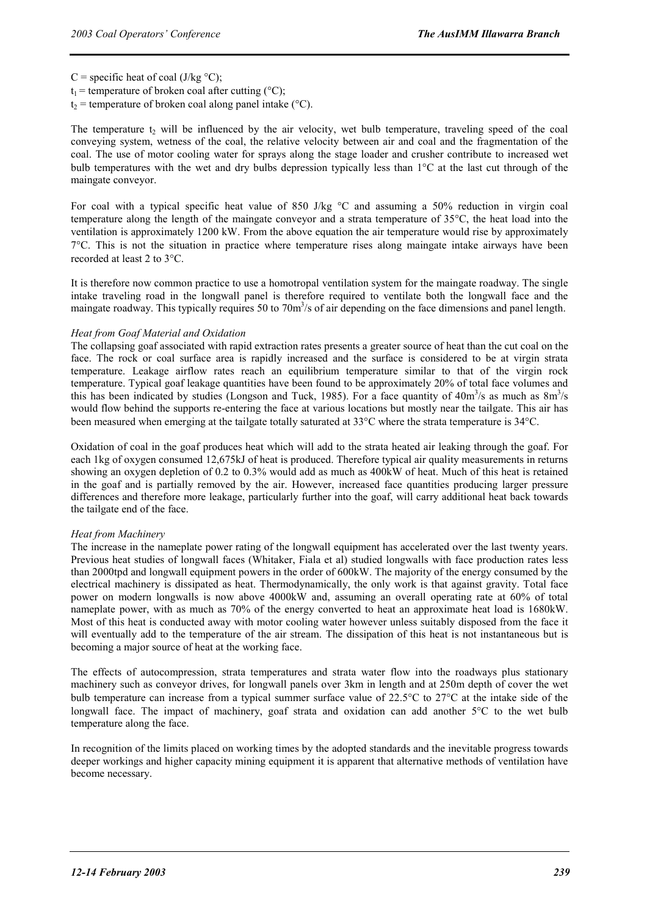$C$ = specific heat of coal (J/kg °C);

$t_1$ = temperature of broken coal after cutting (°C);

$t_2$ = temperature of broken coal along panel intake (°C).

The temperature $t_2$ will be influenced by the air velocity, wet bulb temperature, traveling speed of the coal conveying system, wetness of the coal, the relative velocity between air and coal and the fragmentation of the coal. The use of motor cooling water for sprays along the stage loader and crusher contribute to increased wet bulb temperatures with the wet and dry bulbs depression typically less than 1°C at the last cut through of the maingate conveyor.

For coal with a typical specific heat value of 850 J/kg °C and assuming a 50% reduction in virgin coal temperature along the length of the maingate conveyor and a strata temperature of 35°C, the heat load into the ventilation is approximately 1200 kW. From the above equation the air temperature would rise by approximately 7°C. This is not the situation in practice where temperature rises along maingate intake airways have been recorded at least 2 to 3°C.

It is therefore now common practice to use a homotropal ventilation system for the maingate roadway. The single intake traveling road in the longwall panel is therefore required to ventilate both the longwall face and the maingate roadway. This typically requires 50 to 70m$^3$/s of air depending on the face dimensions and panel length.

*Heat from Goaf Material and Oxidation*

The collapsing goaf associated with rapid extraction rates presents a greater source of heat than the cut coal on the face. The rock or coal surface area is rapidly increased and the surface is considered to be at virgin strata temperature. Leakage airflow rates reach an equilibrium temperature similar to that of the virgin rock temperature. Typical goaf leakage quantities have been found to be approximately 20% of total face volumes and this has been indicated by studies (Longson and Tuck, 1985). For a face quantity of 40m$^3$/s as much as 8m$^3$/s would flow behind the supports re-entering the face at various locations but mostly near the tailgate. This air has been measured when emerging at the tailgate totally saturated at 33°C where the strata temperature is 34°C.

Oxidation of coal in the goaf produces heat which will add to the strata heated air leaking through the goaf. For each 1kg of oxygen consumed 12,675kJ of heat is produced. Therefore typical air quality measurements in returns showing an oxygen depletion of 0.2 to 0.3% would add as much as 400kW of heat. Much of this heat is retained in the goaf and is partially removed by the air. However, increased face quantities producing larger pressure differences and therefore more leakage, particularly further into the goaf, will carry additional heat back towards the tailgate end of the face.

*Heat from Machinery*

The increase in the nameplate power rating of the longwall equipment has accelerated over the last twenty years. Previous heat studies of longwall faces (Whitaker, Fiala et al) studied longwalls with face production rates less than 2000tpd and longwall equipment powers in the order of 600kW. The majority of the energy consumed by the electrical machinery is dissipated as heat. Thermodynamically, the only work is that against gravity. Total face power on modern longwalls is now above 4000kW and, assuming an overall operating rate at 60% of total nameplate power, with as much as 70% of the energy converted to heat an approximate heat load is 1680kW. Most of this heat is conducted away with motor cooling water however unless suitably disposed from the face it will eventually add to the temperature of the air stream. The dissipation of this heat is not instantaneous but is becoming a major source of heat at the working face.

The effects of autocompression, strata temperatures and strata water flow into the roadways plus stationary machinery such as conveyor drives, for longwall panels over 3km in length and at 250m depth of cover the wet bulb temperature can increase from a typical summer surface value of 22.5°C to 27°C at the intake side of the longwall face. The impact of machinery, goaf strata and oxidation can add another 5°C to the wet bulb temperature along the face.

In recognition of the limits placed on working times by the adopted standards and the inevitable progress towards deeper workings and higher capacity mining equipment it is apparent that alternative methods of ventilation have become necessary.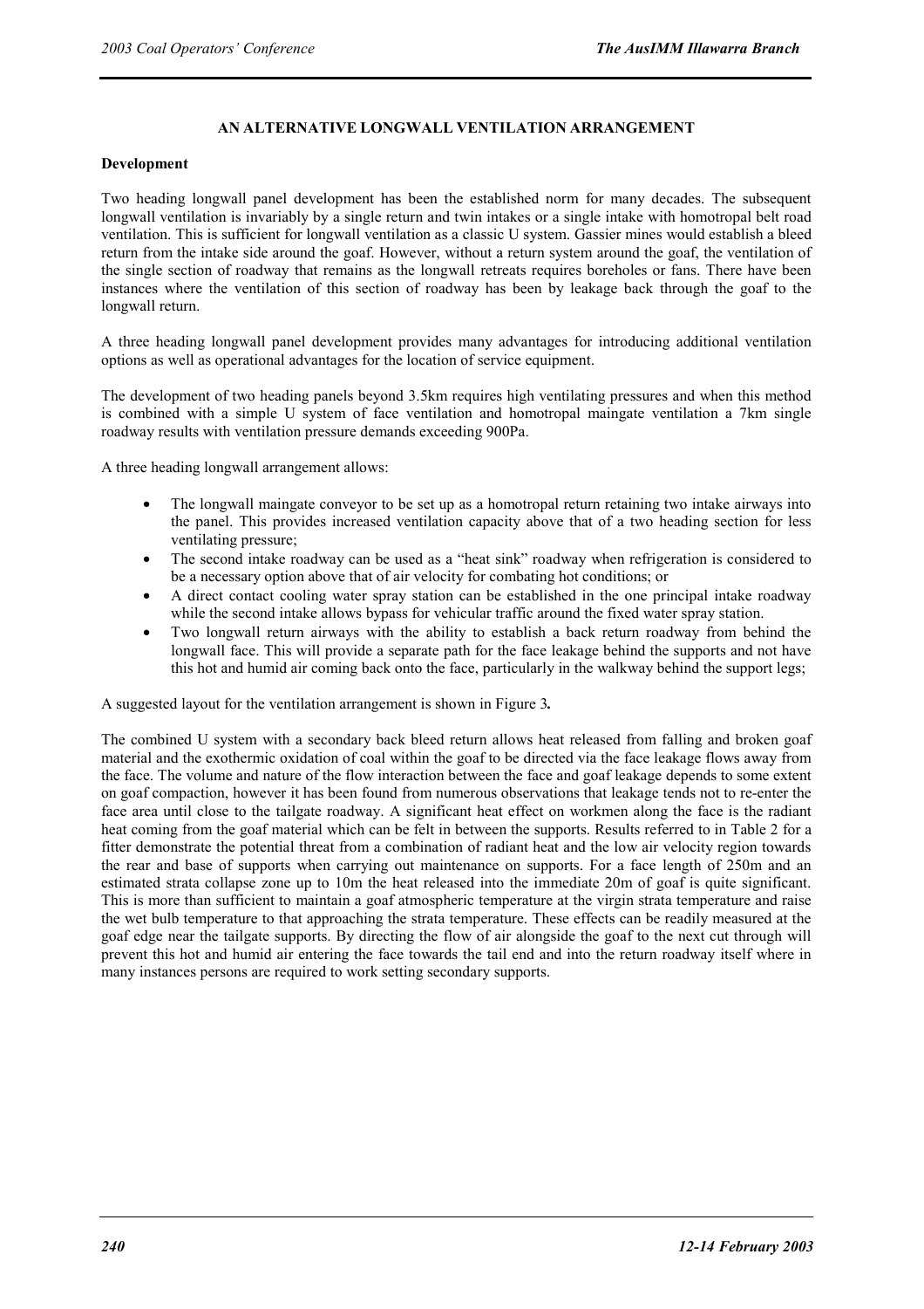## AN ALTERNATIVE LONGWALL VENTILATION ARRANGEMENT

### Development

Two heading longwall panel development has been the established norm for many decades. The subsequent longwall ventilation is invariably by a single return and twin intakes or a single intake with homotropal belt road ventilation. This is sufficient for longwall ventilation as a classic U system. Gassier mines would establish a bleed return from the intake side around the goaf. However, without a return system around the goaf, the ventilation of the single section of roadway that remains as the longwall retreats requires boreholes or fans. There have been instances where the ventilation of this section of roadway has been by leakage back through the goaf to the longwall return.

A three heading longwall panel development provides many advantages for introducing additional ventilation options as well as operational advantages for the location of service equipment.

The development of two heading panels beyond 3.5km requires high ventilating pressures and when this method is combined with a simple U system of face ventilation and homotropal maingate ventilation a 7km single roadway results with ventilation pressure demands exceeding 900Pa.

A three heading longwall arrangement allows:

- The longwall maingate conveyor to be set up as a homotropal return retaining two intake airways into the panel. This provides increased ventilation capacity above that of a two heading section for less ventilating pressure;
- The second intake roadway can be used as a "heat sink" roadway when refrigeration is considered to be a necessary option above that of air velocity for combating hot conditions; or
- A direct contact cooling water spray station can be established in the one principal intake roadway while the second intake allows bypass for vehicular traffic around the fixed water spray station.
- Two longwall return airways with the ability to establish a back return roadway from behind the longwall face. This will provide a separate path for the face leakage behind the supports and not have this hot and humid air coming back onto the face, particularly in the walkway behind the support legs;

A suggested layout for the ventilation arrangement is shown in Figure 3**.**

The combined U system with a secondary back bleed return allows heat released from falling and broken goaf material and the exothermic oxidation of coal within the goaf to be directed via the face leakage flows away from the face. The volume and nature of the flow interaction between the face and goaf leakage depends to some extent on goaf compaction, however it has been found from numerous observations that leakage tends not to re-enter the face area until close to the tailgate roadway. A significant heat effect on workmen along the face is the radiant heat coming from the goaf material which can be felt in between the supports. Results referred to in Table 2 for a fitter demonstrate the potential threat from a combination of radiant heat and the low air velocity region towards the rear and base of supports when carrying out maintenance on supports. For a face length of 250m and an estimated strata collapse zone up to 10m the heat released into the immediate 20m of goaf is quite significant. This is more than sufficient to maintain a goaf atmospheric temperature at the virgin strata temperature and raise the wet bulb temperature to that approaching the strata temperature. These effects can be readily measured at the goaf edge near the tailgate supports. By directing the flow of air alongside the goaf to the next cut through will prevent this hot and humid air entering the face towards the tail end and into the return roadway itself where in many instances persons are required to work setting secondary supports.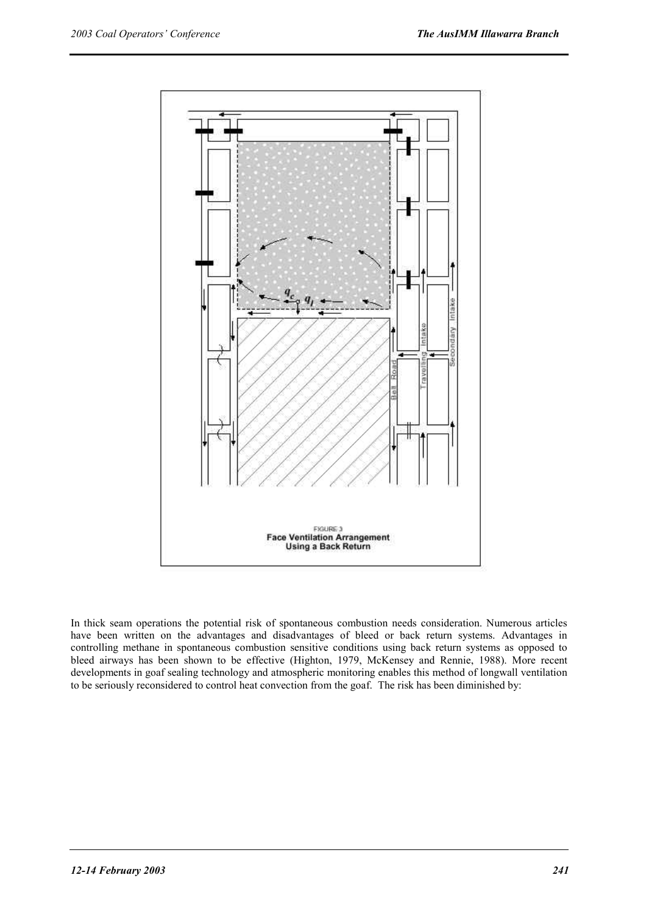FIGURE 3
**Face Ventilation Arrangement Using a Back Return**

In thick seam operations the potential risk of spontaneous combustion needs consideration. Numerous articles have been written on the advantages and disadvantages of bleed or back return systems. Advantages in controlling methane in spontaneous combustion sensitive conditions using back return systems as opposed to bleed airways has been shown to be effective (Highton, 1979, McKensey and Rennie, 1988). More recent developments in goaf sealing technology and atmospheric monitoring enables this method of longwall ventilation to be seriously reconsidered to control heat convection from the goaf. The risk has been diminished by: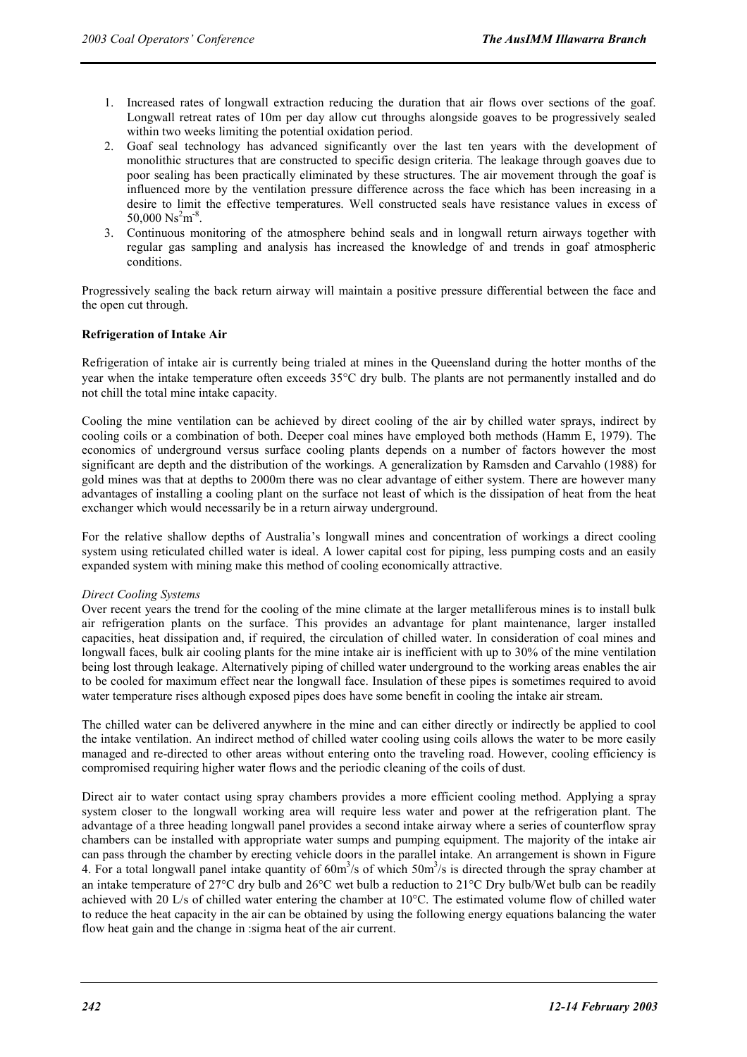1. Increased rates of longwall extraction reducing the duration that air flows over sections of the goaf. Longwall retreat rates of 10m per day allow cut throughs alongside goaves to be progressively sealed within two weeks limiting the potential oxidation period.
2. Goaf seal technology has advanced significantly over the last ten years with the development of monolithic structures that are constructed to specific design criteria. The leakage through goaves due to poor sealing has been practically eliminated by these structures. The air movement through the goaf is influenced more by the ventilation pressure difference across the face which has been increasing in a desire to limit the effective temperatures. Well constructed seals have resistance values in excess of 50,000 $Ns^2m^{-8}$.
3. Continuous monitoring of the atmosphere behind seals and in longwall return airways together with regular gas sampling and analysis has increased the knowledge of and trends in goaf atmospheric conditions.

Progressively sealing the back return airway will maintain a positive pressure differential between the face and the open cut through.

**Refrigeration of Intake Air**

Refrigeration of intake air is currently being trialed at mines in the Queensland during the hotter months of the year when the intake temperature often exceeds 35°C dry bulb. The plants are not permanently installed and do not chill the total mine intake capacity.

Cooling the mine ventilation can be achieved by direct cooling of the air by chilled water sprays, indirect by cooling coils or a combination of both. Deeper coal mines have employed both methods (Hamm E, 1979). The economics of underground versus surface cooling plants depends on a number of factors however the most significant are depth and the distribution of the workings. A generalization by Ramsden and Carvahlo (1988) for gold mines was that at depths to 2000m there was no clear advantage of either system. There are however many advantages of installing a cooling plant on the surface not least of which is the dissipation of heat from the heat exchanger which would necessarily be in a return airway underground.

For the relative shallow depths of Australia's longwall mines and concentration of workings a direct cooling system using reticulated chilled water is ideal. A lower capital cost for piping, less pumping costs and an easily expanded system with mining make this method of cooling economically attractive.

*Direct Cooling Systems*

Over recent years the trend for the cooling of the mine climate at the larger metalliferous mines is to install bulk air refrigeration plants on the surface. This provides an advantage for plant maintenance, larger installed capacities, heat dissipation and, if required, the circulation of chilled water. In consideration of coal mines and longwall faces, bulk air cooling plants for the mine intake air is inefficient with up to 30% of the mine ventilation being lost through leakage. Alternatively piping of chilled water underground to the working areas enables the air to be cooled for maximum effect near the longwall face. Insulation of these pipes is sometimes required to avoid water temperature rises although exposed pipes does have some benefit in cooling the intake air stream.

The chilled water can be delivered anywhere in the mine and can either directly or indirectly be applied to cool the intake ventilation. An indirect method of chilled water cooling using coils allows the water to be more easily managed and re-directed to other areas without entering onto the traveling road. However, cooling efficiency is compromised requiring higher water flows and the periodic cleaning of the coils of dust.

Direct air to water contact using spray chambers provides a more efficient cooling method. Applying a spray system closer to the longwall working area will require less water and power at the refrigeration plant. The advantage of a three heading longwall panel provides a second intake airway where a series of counterflow spray chambers can be installed with appropriate water sumps and pumping equipment. The majority of the intake air can pass through the chamber by erecting vehicle doors in the parallel intake. An arrangement is shown in Figure 4. For a total longwall panel intake quantity of $60m^3/s$ of which $50m^3/s$ is directed through the spray chamber at an intake temperature of 27°C dry bulb and 26°C wet bulb a reduction to 21°C Dry bulb/Wet bulb can be readily achieved with 20 L/s of chilled water entering the chamber at 10°C. The estimated volume flow of chilled water to reduce the heat capacity in the air can be obtained by using the following energy equations balancing the water flow heat gain and the change in :sigma heat of the air current.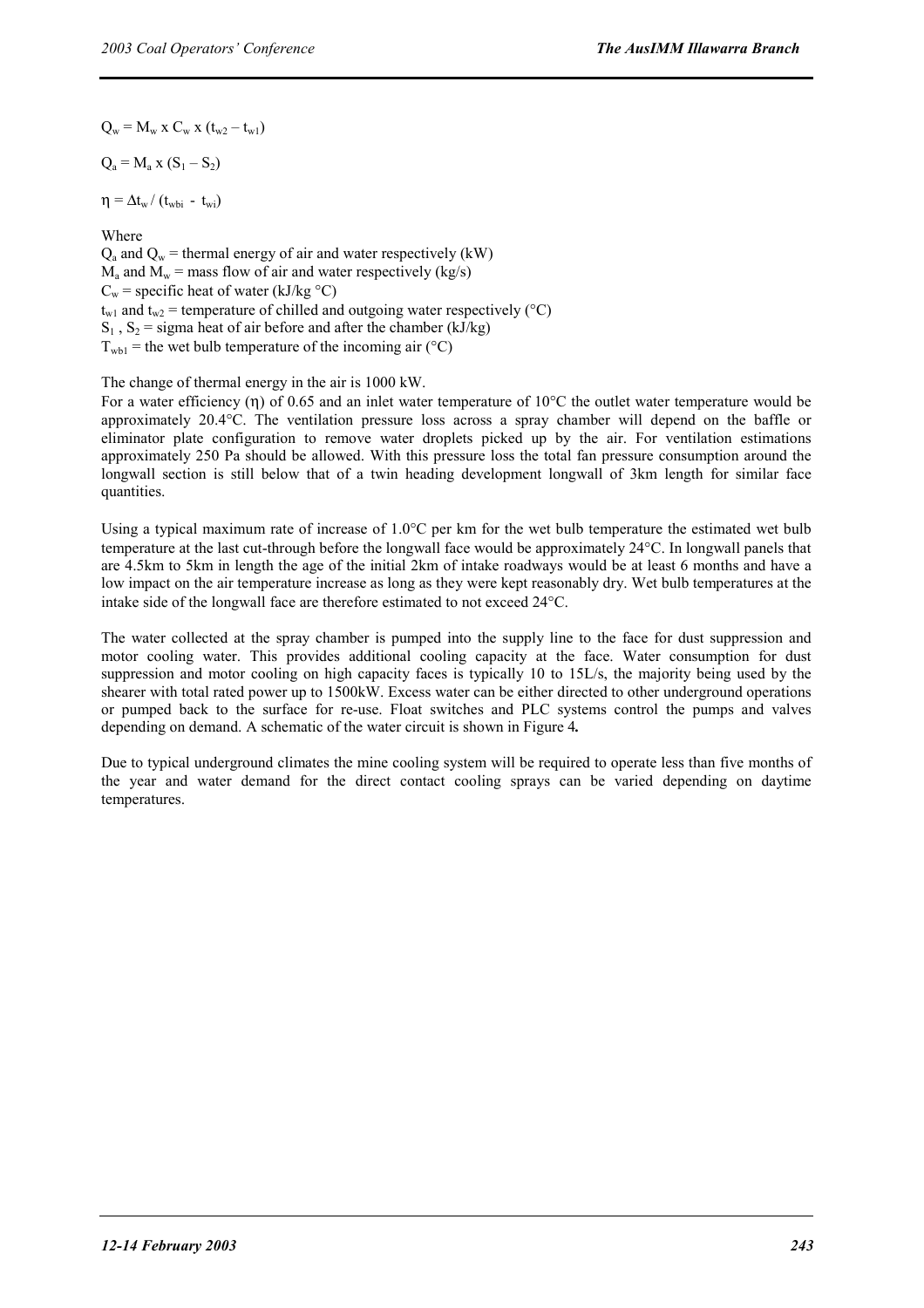$Q_w = M_w \times C_w \times (t_{w2} - t_{w1})$

$Q_a = M_a \times (S_1 - S_2)$

$\eta = \Delta t_w / (t_{wbi} - t_{wi})$

Where

$Q_a$ and $Q_w$ = thermal energy of air and water respectively (kW)
$M_a$ and $M_w$ = mass flow of air and water respectively (kg/s)
$C_w$ = specific heat of water (kJ/kg °C)
$t_{w1}$ and $t_{w2}$ = temperature of chilled and outgoing water respectively (°C)
$S_1$ , $S_2$ = sigma heat of air before and after the chamber (kJ/kg)
$T_{wb1}$ = the wet bulb temperature of the incoming air (°C)

The change of thermal energy in the air is 1000 kW.

For a water efficiency (η) of 0.65 and an inlet water temperature of 10°C the outlet water temperature would be approximately 20.4°C. The ventilation pressure loss across a spray chamber will depend on the baffle or eliminator plate configuration to remove water droplets picked up by the air. For ventilation estimations approximately 250 Pa should be allowed. With this pressure loss the total fan pressure consumption around the longwall section is still below that of a twin heading development longwall of 3km length for similar face quantities.

Using a typical maximum rate of increase of 1.0°C per km for the wet bulb temperature the estimated wet bulb temperature at the last cut-through before the longwall face would be approximately 24°C. In longwall panels that are 4.5km to 5km in length the age of the initial 2km of intake roadways would be at least 6 months and have a low impact on the air temperature increase as long as they were kept reasonably dry. Wet bulb temperatures at the intake side of the longwall face are therefore estimated to not exceed 24°C.

The water collected at the spray chamber is pumped into the supply line to the face for dust suppression and motor cooling water. This provides additional cooling capacity at the face. Water consumption for dust suppression and motor cooling on high capacity faces is typically 10 to 15L/s, the majority being used by the shearer with total rated power up to 1500kW. Excess water can be either directed to other underground operations or pumped back to the surface for re-use. Float switches and PLC systems control the pumps and valves depending on demand. A schematic of the water circuit is shown in Figure 4**.**

Due to typical underground climates the mine cooling system will be required to operate less than five months of the year and water demand for the direct contact cooling sprays can be varied depending on daytime temperatures.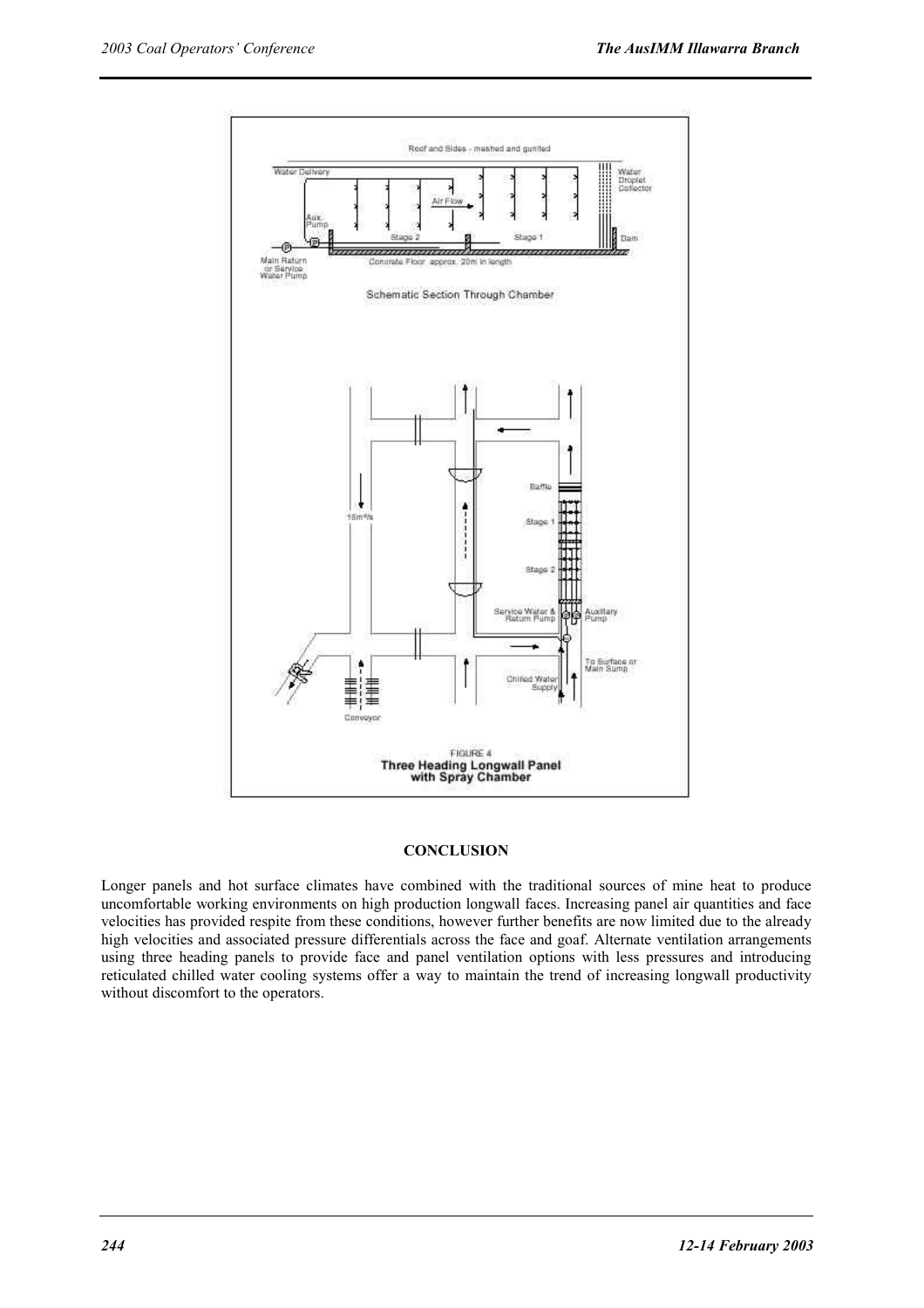FIGURE 4
**Three Heading Longwall Panel with Spray Chamber**

## CONCLUSION

Longer panels and hot surface climates have combined with the traditional sources of mine heat to produce uncomfortable working environments on high production longwall faces. Increasing panel air quantities and face velocities has provided respite from these conditions, however further benefits are now limited due to the already high velocities and associated pressure differentials across the face and goaf. Alternate ventilation arrangements using three heading panels to provide face and panel ventilation options with less pressures and introducing reticulated chilled water cooling systems offer a way to maintain the trend of increasing longwall productivity without discomfort to the operators.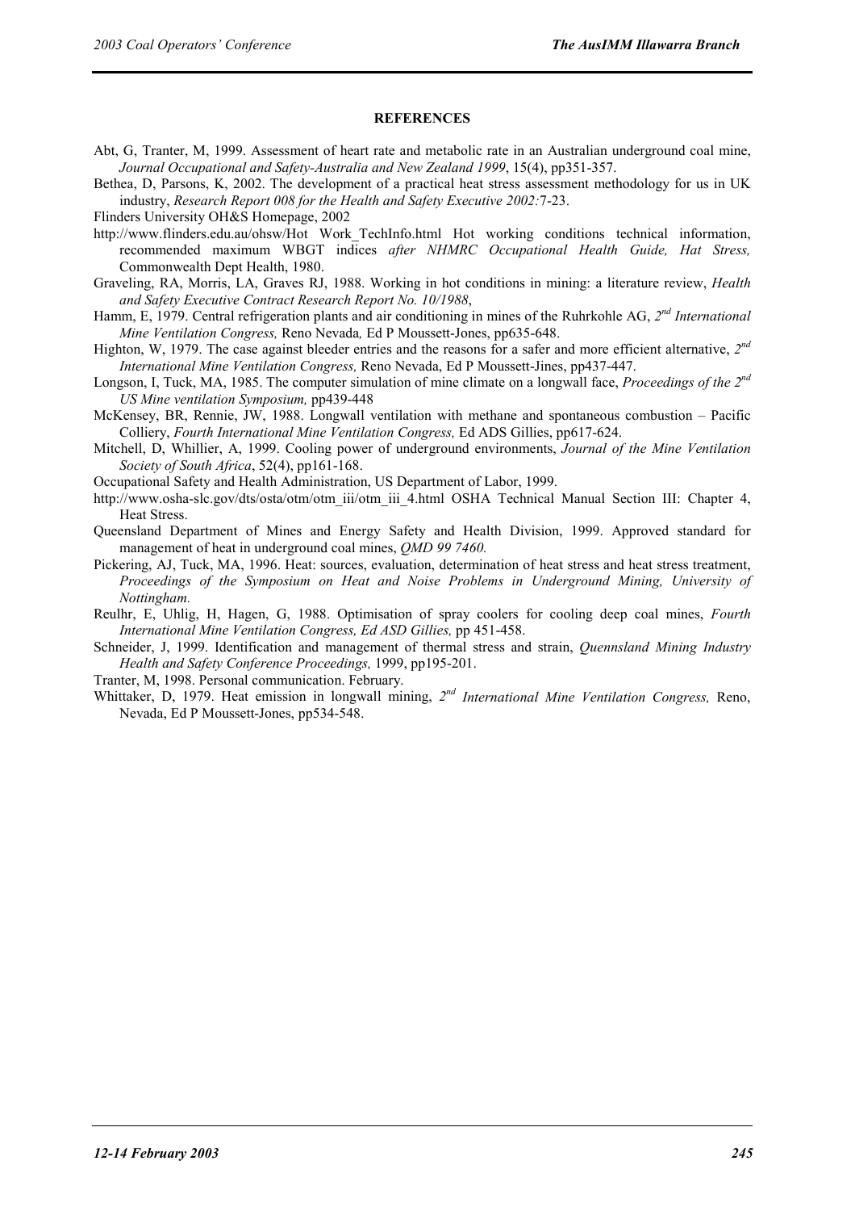**REFERENCES**

Abt, G, Tranter, M, 1999. Assessment of heart rate and metabolic rate in an Australian underground coal mine, *Journal Occupational and Safety-Australia and New Zealand 1999*, 15(4), pp351-357.

Bethea, D, Parsons, K, 2002. The development of a practical heat stress assessment methodology for us in UK industry, *Research Report 008 for the Health and Safety Executive 2002:*7-23.

Flinders University OH&S Homepage, 2002

http://www.flinders.edu.au/ohsw/Hot Work_TechInfo.html Hot working conditions technical information, recommended maximum WBGT indices *after NHMRC Occupational Health Guide, Hat Stress,* Commonwealth Dept Health, 1980.

Graveling, RA, Morris, LA, Graves RJ, 1988. Working in hot conditions in mining: a literature review, *Health and Safety Executive Contract Research Report No. 10/1988*,

Hamm, E, 1979. Central refrigeration plants and air conditioning in mines of the Ruhrkohle AG, *2nd International Mine Ventilation Congress,* Reno Nevada*,* Ed P Moussett-Jones, pp635-648.

Highton, W, 1979. The case against bleeder entries and the reasons for a safer and more efficient alternative, *2nd International Mine Ventilation Congress,* Reno Nevada, Ed P Moussett-Jines, pp437-447.

Longson, I, Tuck, MA, 1985. The computer simulation of mine climate on a longwall face, *Proceedings of the 2nd US Mine ventilation Symposium,* pp439-448

McKensey, BR, Rennie, JW, 1988. Longwall ventilation with methane and spontaneous combustion – Pacific Colliery, *Fourth International Mine Ventilation Congress,* Ed ADS Gillies, pp617-624.

Mitchell, D, Whillier, A, 1999. Cooling power of underground environments, *Journal of the Mine Ventilation Society of South Africa*, 52(4), pp161-168.

Occupational Safety and Health Administration, US Department of Labor, 1999.

http://www.osha-slc.gov/dts/osta/otm/otm_iii/otm_iii_4.html OSHA Technical Manual Section III: Chapter 4, Heat Stress.

Queensland Department of Mines and Energy Safety and Health Division, 1999. Approved standard for management of heat in underground coal mines, *QMD 99 7460.*

Pickering, AJ, Tuck, MA, 1996. Heat: sources, evaluation, determination of heat stress and heat stress treatment, *Proceedings of the Symposium on Heat and Noise Problems in Underground Mining, University of Nottingham.*

Reulhr, E, Uhlig, H, Hagen, G, 1988. Optimisation of spray coolers for cooling deep coal mines, *Fourth International Mine Ventilation Congress, Ed ASD Gillies,* pp 451-458.

Schneider, J, 1999. Identification and management of thermal stress and strain, *Quennsland Mining Industry Health and Safety Conference Proceedings,* 1999, pp195-201.

Tranter, M, 1998. Personal communication. February.

Whittaker, D, 1979. Heat emission in longwall mining, *2nd International Mine Ventilation Congress,* Reno, Nevada, Ed P Moussett-Jones, pp534-548.